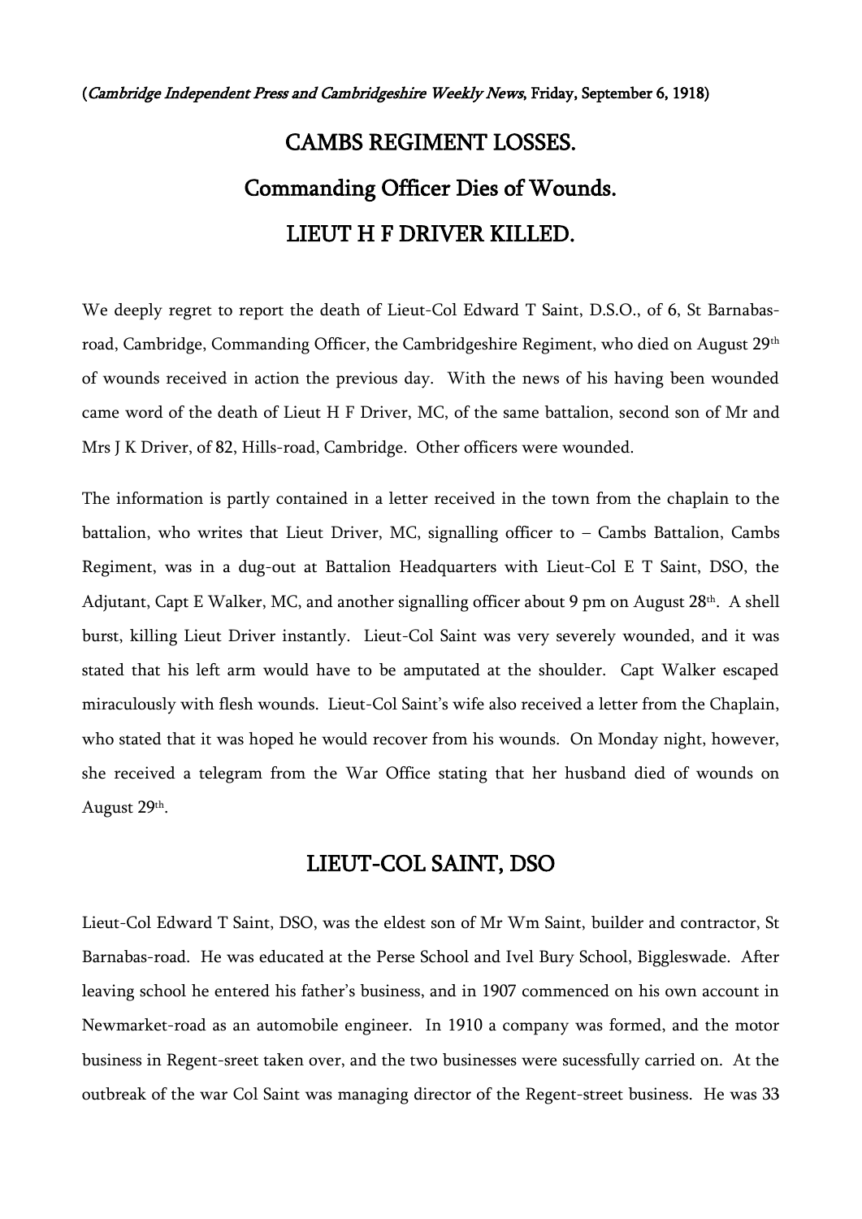(*Cambridge Independent Press and Cambridgeshire Weekly News*, Friday, September 6, 1918)

# CAMBS REGIMENT LOSSES.

# Commanding Officer Dies of Wounds.

# LIEUT H F DRIVER KILLED.

We deeply regret to report the death of Lieut-Col Edward T Saint, D.S.O., of 6, St Barnabas-road, Cambridge, Commanding Officer, the Cambridgeshire Regiment, who died on August 29th of wounds received in action the previous day. With the news of his having been wounded came word of the death of Lieut H F Driver, MC, of the same battalion, second son of Mr and Mrs J K Driver, of 82, Hills-road, Cambridge. Other officers were wounded.

The information is partly contained in a letter received in the town from the chaplain to the battalion, who writes that Lieut Driver, MC, signalling officer to – Cambs Battalion, Cambs Regiment, was in a dug-out at Battalion Headquarters with Lieut-Col E T Saint, DSO, the Adjutant, Capt E Walker, MC, and another signalling officer about 9 pm on August 28th. A shell burst, killing Lieut Driver instantly. Lieut-Col Saint was very severely wounded, and it was stated that his left arm would have to be amputated at the shoulder. Capt Walker escaped miraculously with flesh wounds. Lieut-Col Saint's wife also received a letter from the Chaplain, who stated that it was hoped he would recover from his wounds. On Monday night, however, she received a telegram from the War Office stating that her husband died of wounds on August 29th.

## LIEUT-COL SAINT, DSO

Lieut-Col Edward T Saint, DSO, was the eldest son of Mr Wm Saint, builder and contractor, St Barnabas-road. He was educated at the Perse School and Ivel Bury School, Biggleswade. After leaving school he entered his father's business, and in 1907 commenced on his own account in Newmarket-road as an automobile engineer. In 1910 a company was formed, and the motor business in Regent-sreet taken over, and the two businesses were sucessfully carried on. At the outbreak of the war Col Saint was managing director of the Regent-street business. He was 33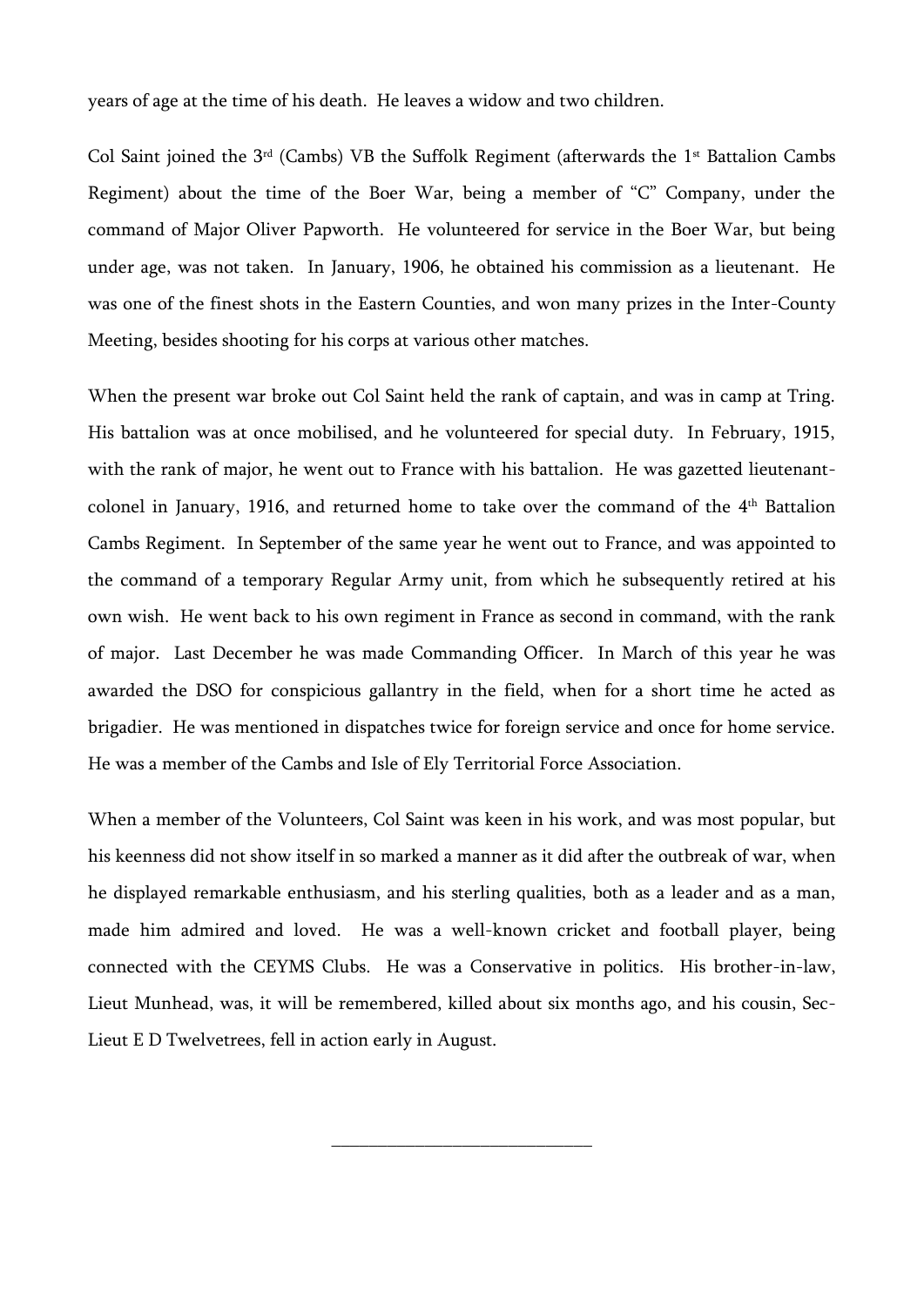years of age at the time of his death. He leaves a widow and two children.

Col Saint joined the 3rd (Cambs) VB the Suffolk Regiment (afterwards the 1st Battalion Cambs Regiment) about the time of the Boer War, being a member of "C" Company, under the command of Major Oliver Papworth. He volunteered for service in the Boer War, but being under age, was not taken. In January, 1906, he obtained his commission as a lieutenant. He was one of the finest shots in the Eastern Counties, and won many prizes in the Inter-County Meeting, besides shooting for his corps at various other matches.

When the present war broke out Col Saint held the rank of captain, and was in camp at Tring. His battalion was at once mobilised, and he volunteered for special duty. In February, 1915, with the rank of major, he went out to France with his battalion. He was gazetted lieutenant-colonel in January, 1916, and returned home to take over the command of the 4th Battalion Cambs Regiment. In September of the same year he went out to France, and was appointed to the command of a temporary Regular Army unit, from which he subsequently retired at his own wish. He went back to his own regiment in France as second in command, with the rank of major. Last December he was made Commanding Officer. In March of this year he was awarded the DSO for conspicuous gallantry in the field, when for a short time he acted as brigadier. He was mentioned in dispatches twice for foreign service and once for home service. He was a member of the Cambs and Isle of Ely Territorial Force Association.

When a member of the Volunteers, Col Saint was keen in his work, and was most popular, but his keenness did not show itself in so marked a manner as it did after the outbreak of war, when he displayed remarkable enthusiasm, and his sterling qualities, both as a leader and as a man, made him admired and loved. He was a well-known cricket and football player, being connected with the CEYMS Clubs. He was a Conservative in politics. His brother-in-law, Lieut Munhead, was, it will be remembered, killed about six months ago, and his cousin, Sec-Lieut E D Twelvetrees, fell in action early in August.

---